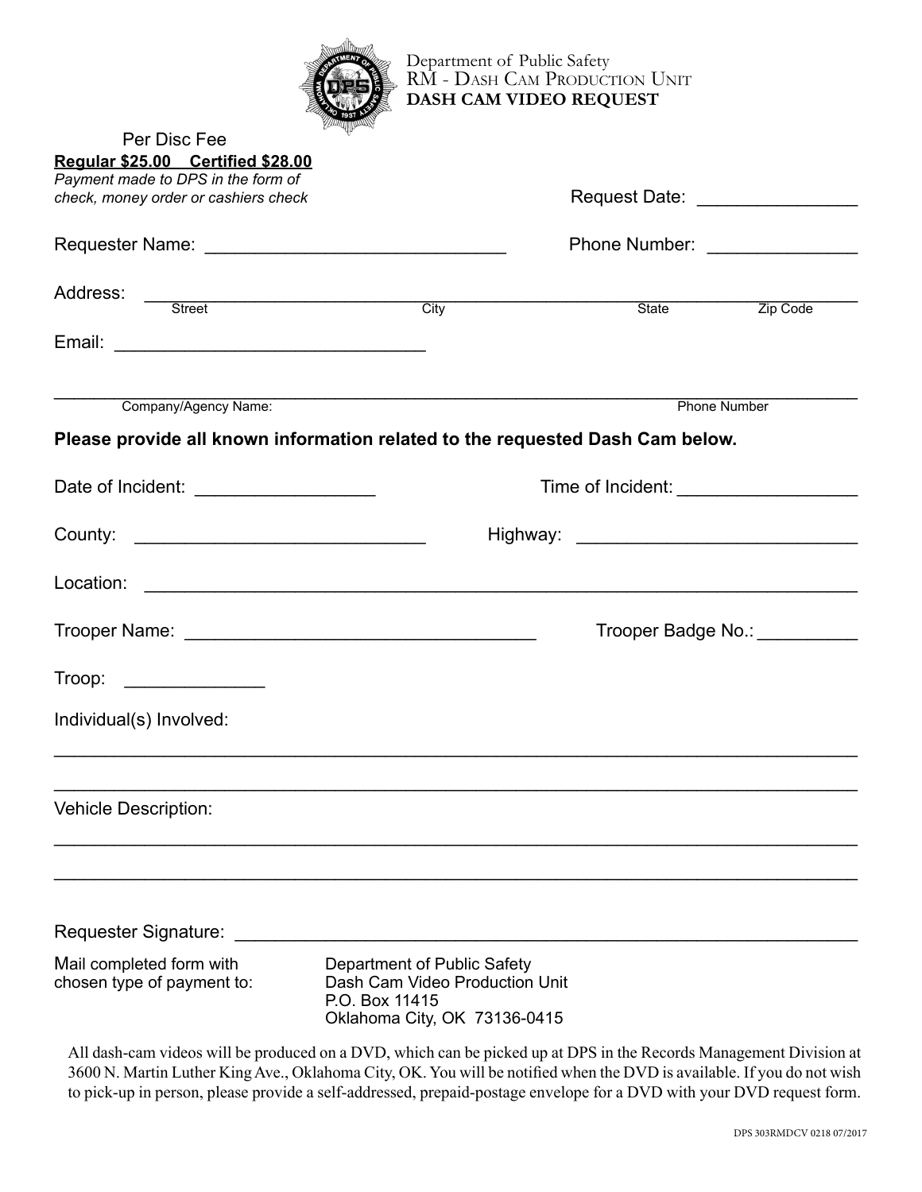Department of Public Safety
RM - Dash Cam Production Unit
**DASH CAM VIDEO REQUEST**

Per Disc Fee
**Regular $25.00 Certified $28.00**
*Payment made to DPS in the form of check, money order or cashiers check*

Request Date: _______________

Requester Name: _____________________________ Phone Number: ______________

Address: ______________________________________________________________
Street City State Zip Code

Email: ______________________________

______________________________________________________________________
Company/Agency Name: Phone Number

**Please provide all known information related to the requested Dash Cam below.**

Date of Incident: _________________ Time of Incident: _________________

County: ____________________________ Highway: ___________________________

Location: ______________________________________________________________

Trooper Name: __________________________________ Trooper Badge No.: __________

Troop: _____________

Individual(s) Involved:

______________________________________________________________________

______________________________________________________________________

Vehicle Description:

______________________________________________________________________

______________________________________________________________________

Requester Signature: ____________________________________________________

Mail completed form with chosen type of payment to:

Department of Public Safety
Dash Cam Video Production Unit
P.O. Box 11415
Oklahoma City, OK 73136-0415

All dash-cam videos will be produced on a DVD, which can be picked up at DPS in the Records Management Division at 3600 N. Martin Luther King Ave., Oklahoma City, OK. You will be notified when the DVD is available. If you do not wish to pick-up in person, please provide a self-addressed, prepaid-postage envelope for a DVD with your DVD request form.

DPS 303RMDCV 0218 07/2017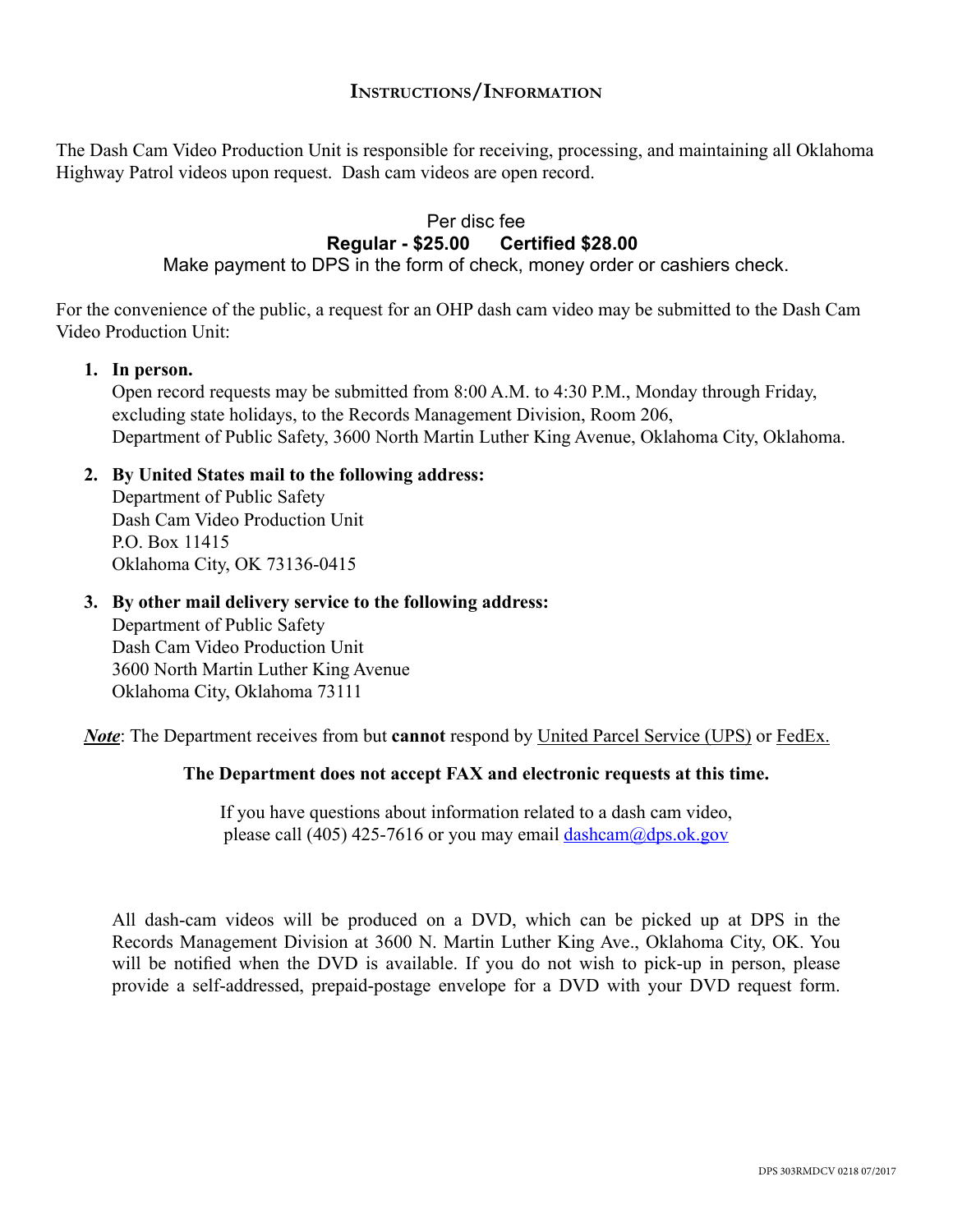# Instructions/Information

The Dash Cam Video Production Unit is responsible for receiving, processing, and maintaining all Oklahoma Highway Patrol videos upon request. Dash cam videos are open record.

Per disc fee

**Regular - $25.00     Certified $28.00**

Make payment to DPS in the form of check, money order or cashiers check.

For the convenience of the public, a request for an OHP dash cam video may be submitted to the Dash Cam Video Production Unit:

1. **In person.**
   Open record requests may be submitted from 8:00 A.M. to 4:30 P.M., Monday through Friday, excluding state holidays, to the Records Management Division, Room 206, Department of Public Safety, 3600 North Martin Luther King Avenue, Oklahoma City, Oklahoma.

2. **By United States mail to the following address:**
   Department of Public Safety
   Dash Cam Video Production Unit
   P.O. Box 11415
   Oklahoma City, OK 73136-0415

3. **By other mail delivery service to the following address:**
   Department of Public Safety
   Dash Cam Video Production Unit
   3600 North Martin Luther King Avenue
   Oklahoma City, Oklahoma 73111

***Note***: The Department receives from but **cannot** respond by United Parcel Service (UPS) or FedEx.

**The Department does not accept FAX and electronic requests at this time.**

If you have questions about information related to a dash cam video, please call (405) 425-7616 or you may email dashcam@dps.ok.gov

All dash-cam videos will be produced on a DVD, which can be picked up at DPS in the Records Management Division at 3600 N. Martin Luther King Ave., Oklahoma City, OK. You will be notified when the DVD is available. If you do not wish to pick-up in person, please provide a self-addressed, prepaid-postage envelope for a DVD with your DVD request form.

DPS 303RMDCV 0218 07/2017